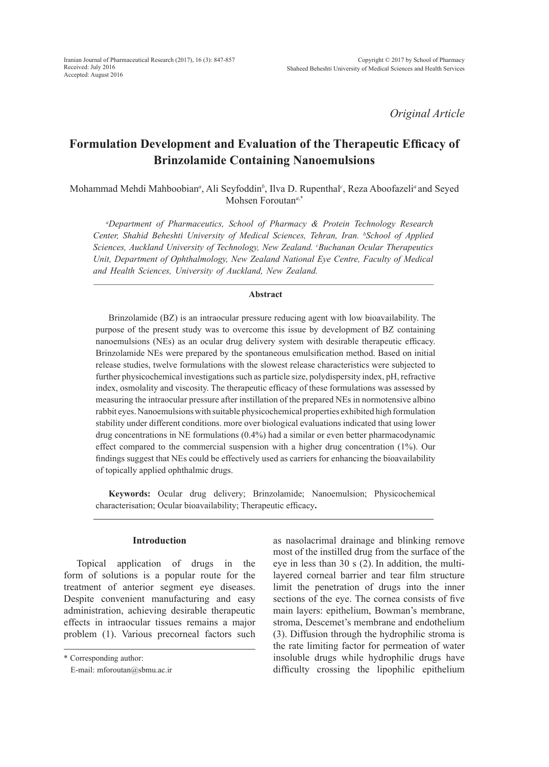*Original Article*

# Formulation Development and Evaluation of the Therapeutic Efficacy of Brinzolamide Containing Nanoemulsions

Mohammad Mehdi Mahboobian[a], Ali Seyfoddin[b], Ilva D. Rupenthal[c], Reza Aboofazeli[a] and Seyed Mohsen Foroutan[a,*]

*[a]Department of Pharmaceutics, School of Pharmacy & Protein Technology Research Center, Shahid Beheshti University of Medical Sciences, Tehran, Iran. [b]School of Applied Sciences, Auckland University of Technology, New Zealand. [c]Buchanan Ocular Therapeutics Unit, Department of Ophthalmology, New Zealand National Eye Centre, Faculty of Medical and Health Sciences, University of Auckland, New Zealand.*

## Abstract

Brinzolamide (BZ) is an intraocular pressure reducing agent with low bioavailability. The purpose of the present study was to overcome this issue by development of BZ containing nanoemulsions (NEs) as an ocular drug delivery system with desirable therapeutic efficacy. Brinzolamide NEs were prepared by the spontaneous emulsification method. Based on initial release studies, twelve formulations with the slowest release characteristics were subjected to further physicochemical investigations such as particle size, polydispersity index, pH, refractive index, osmolality and viscosity. The therapeutic efficacy of these formulations was assessed by measuring the intraocular pressure after instillation of the prepared NEs in normotensive albino rabbit eyes. Nanoemulsions with suitable physicochemical properties exhibited high formulation stability under different conditions. more over biological evaluations indicated that using lower drug concentrations in NE formulations (0.4%) had a similar or even better pharmacodynamic effect compared to the commercial suspension with a higher drug concentration (1%). Our findings suggest that NEs could be effectively used as carriers for enhancing the bioavailability of topically applied ophthalmic drugs.

**Keywords:** Ocular drug delivery; Brinzolamide; Nanoemulsion; Physicochemical characterisation; Ocular bioavailability; Therapeutic efficacy**.**

## Introduction

Topical application of drugs in the form of solutions is a popular route for the treatment of anterior segment eye diseases. Despite convenient manufacturing and easy administration, achieving desirable therapeutic effects in intraocular tissues remains a major problem (1). Various precorneal factors such as nasolacrimal drainage and blinking remove most of the instilled drug from the surface of the eye in less than 30 s (2). In addition, the multi-layered corneal barrier and tear film structure limit the penetration of drugs into the inner sections of the eye. The cornea consists of five main layers: epithelium, Bowman's membrane, stroma, Descemet's membrane and endothelium (3). Diffusion through the hydrophilic stroma is the rate limiting factor for permeation of water insoluble drugs while hydrophilic drugs have difficulty crossing the lipophilic epithelium

\* Corresponding author:
E-mail: mforoutan@sbmu.ac.ir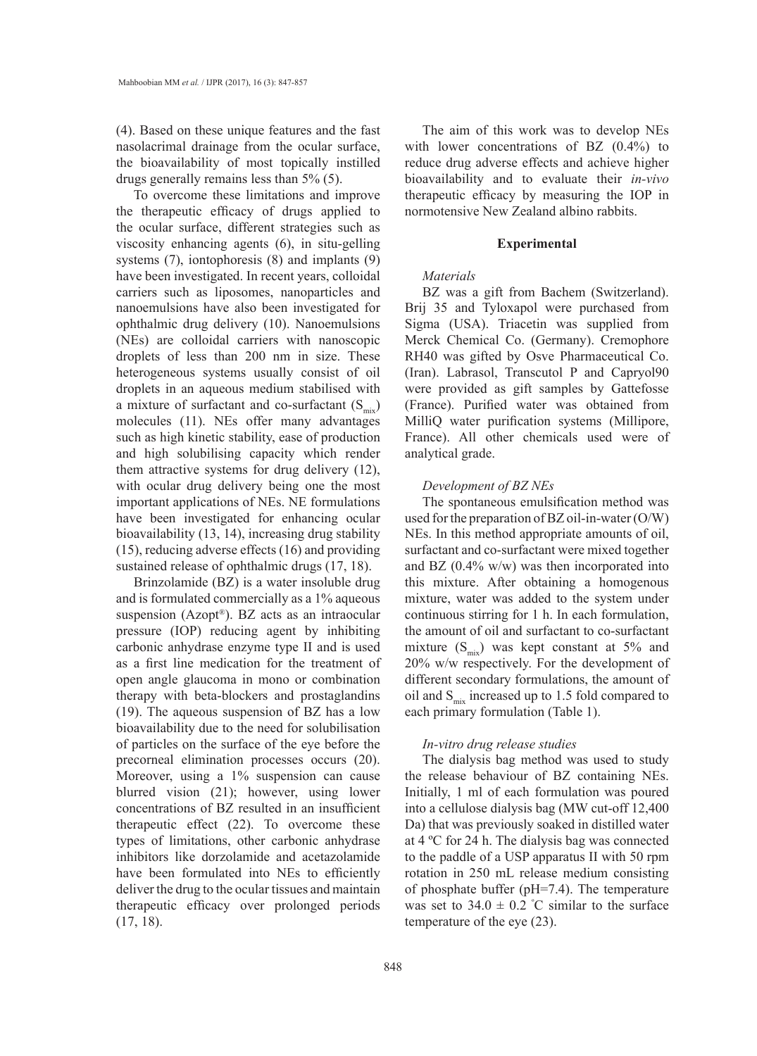(4). Based on these unique features and the fast nasolacrimal drainage from the ocular surface, the bioavailability of most topically instilled drugs generally remains less than 5% (5).

To overcome these limitations and improve the therapeutic efficacy of drugs applied to the ocular surface, different strategies such as viscosity enhancing agents (6), in situ-gelling systems (7), iontophoresis (8) and implants (9) have been investigated. In recent years, colloidal carriers such as liposomes, nanoparticles and nanoemulsions have also been investigated for ophthalmic drug delivery (10). Nanoemulsions (NEs) are colloidal carriers with nanoscopic droplets of less than 200 nm in size. These heterogeneous systems usually consist of oil droplets in an aqueous medium stabilised with a mixture of surfactant and co-surfactant ($S_{mix}$) molecules (11). NEs offer many advantages such as high kinetic stability, ease of production and high solubilising capacity which render them attractive systems for drug delivery (12), with ocular drug delivery being one the most important applications of NEs. NE formulations have been investigated for enhancing ocular bioavailability (13, 14), increasing drug stability (15), reducing adverse effects (16) and providing sustained release of ophthalmic drugs (17, 18).

Brinzolamide (BZ) is a water insoluble drug and is formulated commercially as a 1% aqueous suspension (Azopt®). BZ acts as an intraocular pressure (IOP) reducing agent by inhibiting carbonic anhydrase enzyme type II and is used as a first line medication for the treatment of open angle glaucoma in mono or combination therapy with beta-blockers and prostaglandins (19). The aqueous suspension of BZ has a low bioavailability due to the need for solubilisation of particles on the surface of the eye before the precorneal elimination processes occurs (20). Moreover, using a 1% suspension can cause blurred vision (21); however, using lower concentrations of BZ resulted in an insufficient therapeutic effect (22). To overcome these types of limitations, other carbonic anhydrase inhibitors like dorzolamide and acetazolamide have been formulated into NEs to efficiently deliver the drug to the ocular tissues and maintain therapeutic efficacy over prolonged periods (17, 18).

The aim of this work was to develop NEs with lower concentrations of BZ (0.4%) to reduce drug adverse effects and achieve higher bioavailability and to evaluate their *in-vivo* therapeutic efficacy by measuring the IOP in normotensive New Zealand albino rabbits.

## Experimental

### *Materials*

BZ was a gift from Bachem (Switzerland). Brij 35 and Tyloxapol were purchased from Sigma (USA). Triacetin was supplied from Merck Chemical Co. (Germany). Cremophore RH40 was gifted by Osve Pharmaceutical Co. (Iran). Labrasol, Transcutol P and Capryol90 were provided as gift samples by Gattefosse (France). Purified water was obtained from MilliQ water purification systems (Millipore, France). All other chemicals used were of analytical grade.

### *Development of BZ NEs*

The spontaneous emulsification method was used for the preparation of BZ oil-in-water (O/W) NEs. In this method appropriate amounts of oil, surfactant and co-surfactant were mixed together and BZ (0.4% w/w) was then incorporated into this mixture. After obtaining a homogenous mixture, water was added to the system under continuous stirring for 1 h. In each formulation, the amount of oil and surfactant to co-surfactant mixture ($S_{mix}$) was kept constant at 5% and 20% w/w respectively. For the development of different secondary formulations, the amount of oil and $S_{mix}$ increased up to 1.5 fold compared to each primary formulation (Table 1).

### *In-vitro drug release studies*

The dialysis bag method was used to study the release behaviour of BZ containing NEs. Initially, 1 ml of each formulation was poured into a cellulose dialysis bag (MW cut-off 12,400 Da) that was previously soaked in distilled water at 4 ºC for 24 h. The dialysis bag was connected to the paddle of a USP apparatus II with 50 rpm rotation in 250 mL release medium consisting of phosphate buffer (pH=7.4). The temperature was set to 34.0 ± 0.2 °C similar to the surface temperature of the eye (23).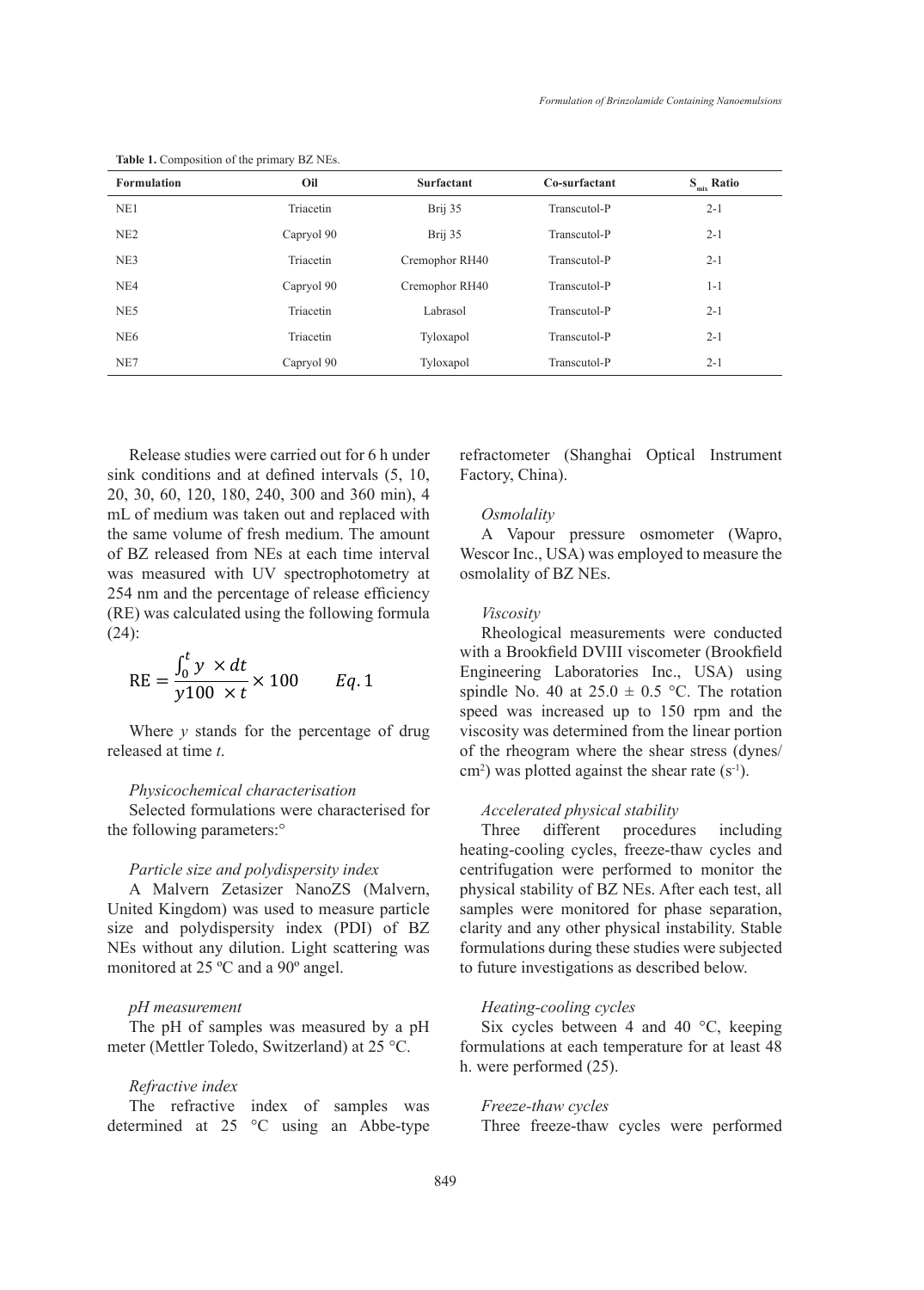**Table 1.** Composition of the primary BZ NEs.

| Formulation | Oil | Surfactant | Co-surfactant | $S_{mix}$ Ratio |
| --- | --- | --- | --- | --- |
| NE1 | Triacetin | Brij 35 | Transcutol-P | 2-1 |
| NE2 | Capryol 90 | Brij 35 | Transcutol-P | 2-1 |
| NE3 | Triacetin | Cremophor RH40 | Transcutol-P | 2-1 |
| NE4 | Capryol 90 | Cremophor RH40 | Transcutol-P | 1-1 |
| NE5 | Triacetin | Labrasol | Transcutol-P | 2-1 |
| NE6 | Triacetin | Tyloxapol | Transcutol-P | 2-1 |
| NE7 | Capryol 90 | Tyloxapol | Transcutol-P | 2-1 |

Release studies were carried out for 6 h under sink conditions and at defined intervals (5, 10, 20, 30, 60, 120, 180, 240, 300 and 360 min), 4 mL of medium was taken out and replaced with the same volume of fresh medium. The amount of BZ released from NEs at each time interval was measured with UV spectrophotometry at 254 nm and the percentage of release efficiency (RE) was calculated using the following formula (24):

$$\mathrm{RE} = \frac{\int_0^t y \times dt}{y100 \times t} \times 100 \qquad Eq. 1$$

Where $y$ stands for the percentage of drug released at time $t$.

*Physicochemical characterisation*

Selected formulations were characterised for the following parameters:°

*Particle size and polydispersity index*

A Malvern Zetasizer NanoZS (Malvern, United Kingdom) was used to measure particle size and polydispersity index (PDI) of BZ NEs without any dilution. Light scattering was monitored at 25 ºC and a 90º angel.

*pH measurement*

The pH of samples was measured by a pH meter (Mettler Toledo, Switzerland) at 25 °C.

*Refractive index*

The refractive index of samples was determined at 25 °C using an Abbe-type refractometer (Shanghai Optical Instrument Factory, China).

*Osmolality*

A Vapour pressure osmometer (Wapro, Wescor Inc., USA) was employed to measure the osmolality of BZ NEs.

*Viscosity*

Rheological measurements were conducted with a Brookfield DVIII viscometer (Brookfield Engineering Laboratories Inc., USA) using spindle No. 40 at 25.0 ± 0.5 °C. The rotation speed was increased up to 150 rpm and the viscosity was determined from the linear portion of the rheogram where the shear stress (dynes/cm$^2$) was plotted against the shear rate (s$^{-1}$).

*Accelerated physical stability*

Three different procedures including heating-cooling cycles, freeze-thaw cycles and centrifugation were performed to monitor the physical stability of BZ NEs. After each test, all samples were monitored for phase separation, clarity and any other physical instability. Stable formulations during these studies were subjected to future investigations as described below.

*Heating-cooling cycles*

Six cycles between 4 and 40 °C, keeping formulations at each temperature for at least 48 h. were performed (25).

*Freeze-thaw cycles*

Three freeze-thaw cycles were performed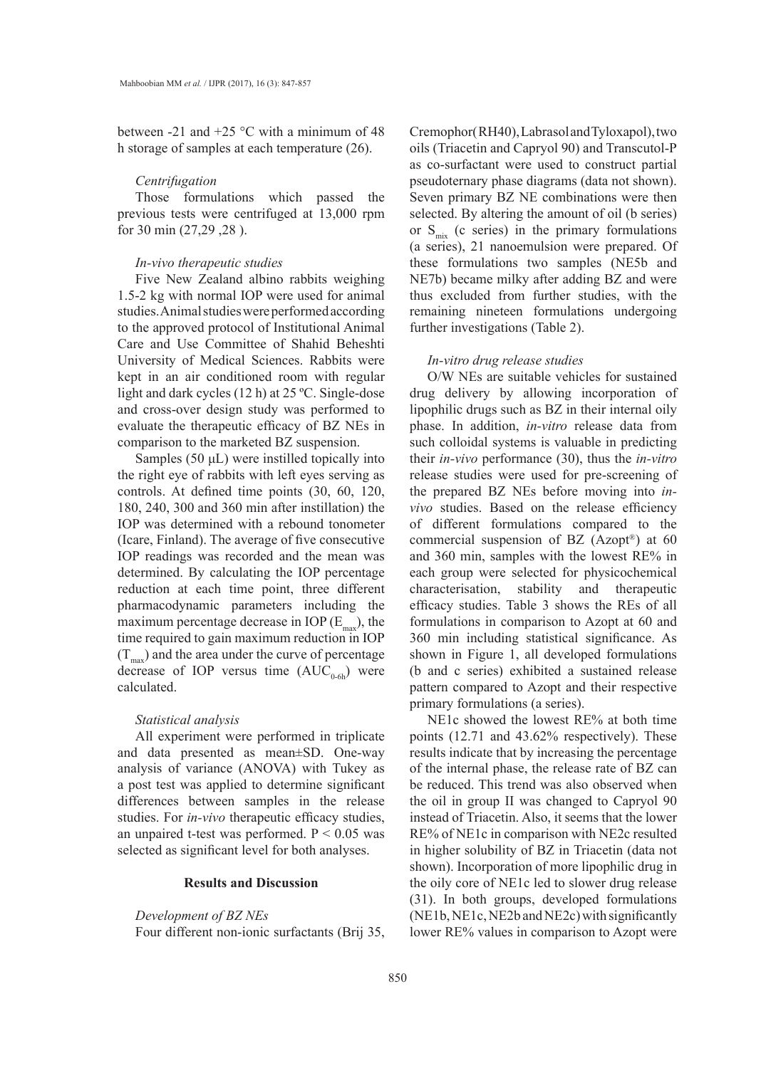between -21 and +25 °C with a minimum of 48 h storage of samples at each temperature (26).

### *Centrifugation*

Those formulations which passed the previous tests were centrifuged at 13,000 rpm for 30 min (27,29 ,28 ).

### *In-vivo therapeutic studies*

Five New Zealand albino rabbits weighing 1.5-2 kg with normal IOP were used for animal studies. Animal studies were performed according to the approved protocol of Institutional Animal Care and Use Committee of Shahid Beheshti University of Medical Sciences. Rabbits were kept in an air conditioned room with regular light and dark cycles (12 h) at 25 ºC. Single-dose and cross-over design study was performed to evaluate the therapeutic efficacy of BZ NEs in comparison to the marketed BZ suspension.

Samples (50 µL) were instilled topically into the right eye of rabbits with left eyes serving as controls. At defined time points (30, 60, 120, 180, 240, 300 and 360 min after instillation) the IOP was determined with a rebound tonometer (Icare, Finland). The average of five consecutive IOP readings was recorded and the mean was determined. By calculating the IOP percentage reduction at each time point, three different pharmacodynamic parameters including the maximum percentage decrease in IOP ($E_{max}$), the time required to gain maximum reduction in IOP ($T_{max}$) and the area under the curve of percentage decrease of IOP versus time ($AUC_{0-6h}$) were calculated.

### *Statistical analysis*

All experiment were performed in triplicate and data presented as mean±SD. One-way analysis of variance (ANOVA) with Tukey as a post test was applied to determine significant differences between samples in the release studies. For *in-vivo* therapeutic efficacy studies, an unpaired t-test was performed. $P < 0.05$ was selected as significant level for both analyses.

## Results and Discussion

### *Development of BZ NEs*

Four different non-ionic surfactants (Brij 35, Cremophor( RH40), Labrasol and Tyloxapol), two oils (Triacetin and Capryol 90) and Transcutol-P as co-surfactant were used to construct partial pseudoternary phase diagrams (data not shown). Seven primary BZ NE combinations were then selected. By altering the amount of oil (b series) or $S_{mix}$ (c series) in the primary formulations (a series), 21 nanoemulsion were prepared. Of these formulations two samples (NE5b and NE7b) became milky after adding BZ and were thus excluded from further studies, with the remaining nineteen formulations undergoing further investigations (Table 2).

### *In-vitro drug release studies*

O/W NEs are suitable vehicles for sustained drug delivery by allowing incorporation of lipophilic drugs such as BZ in their internal oily phase. In addition, *in-vitro* release data from such colloidal systems is valuable in predicting their *in-vivo* performance (30), thus the *in-vitro* release studies were used for pre-screening of the prepared BZ NEs before moving into *in-vivo* studies. Based on the release efficiency of different formulations compared to the commercial suspension of BZ (Azopt®) at 60 and 360 min, samples with the lowest RE% in each group were selected for physicochemical characterisation, stability and therapeutic efficacy studies. Table 3 shows the REs of all formulations in comparison to Azopt at 60 and 360 min including statistical significance. As shown in Figure 1, all developed formulations (b and c series) exhibited a sustained release pattern compared to Azopt and their respective primary formulations (a series).

NE1c showed the lowest RE% at both time points (12.71 and 43.62% respectively). These results indicate that by increasing the percentage of the internal phase, the release rate of BZ can be reduced. This trend was also observed when the oil in group II was changed to Capryol 90 instead of Triacetin. Also, it seems that the lower RE% of NE1c in comparison with NE2c resulted in higher solubility of BZ in Triacetin (data not shown). Incorporation of more lipophilic drug in the oily core of NE1c led to slower drug release (31). In both groups, developed formulations (NE1b, NE1c, NE2b and NE2c) with significantly lower RE% values in comparison to Azopt were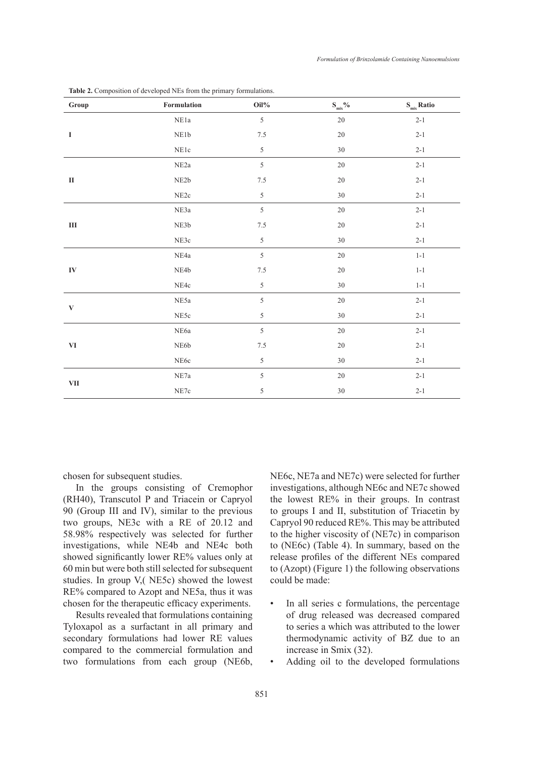**Table 2.** Composition of developed NEs from the primary formulations.

| Group | Formulation | Oil% | $S_{mix}$% | $S_{mix}$ Ratio |
|---|---|---|---|---|
| I | NE1a | 5 | 20 | 2-1 |
| | NE1b | 7.5 | 20 | 2-1 |
| | NE1c | 5 | 30 | 2-1 |
| II | NE2a | 5 | 20 | 2-1 |
| | NE2b | 7.5 | 20 | 2-1 |
| | NE2c | 5 | 30 | 2-1 |
| III | NE3a | 5 | 20 | 2-1 |
| | NE3b | 7.5 | 20 | 2-1 |
| | NE3c | 5 | 30 | 2-1 |
| IV | NE4a | 5 | 20 | 1-1 |
| | NE4b | 7.5 | 20 | 1-1 |
| | NE4c | 5 | 30 | 1-1 |
| V | NE5a | 5 | 20 | 2-1 |
| | NE5c | 5 | 30 | 2-1 |
| VI | NE6a | 5 | 20 | 2-1 |
| | NE6b | 7.5 | 20 | 2-1 |
| | NE6c | 5 | 30 | 2-1 |
| VII | NE7a | 5 | 20 | 2-1 |
| | NE7c | 5 | 30 | 2-1 |

chosen for subsequent studies.

In the groups consisting of Cremophor (RH40), Transcutol P and Triacein or Capryol 90 (Group III and IV), similar to the previous two groups, NE3c with a RE of 20.12 and 58.98% respectively was selected for further investigations, while NE4b and NE4c both showed significantly lower RE% values only at 60 min but were both still selected for subsequent studies. In group V,( NE5c) showed the lowest RE% compared to Azopt and NE5a, thus it was chosen for the therapeutic efficacy experiments.

Results revealed that formulations containing Tyloxapol as a surfactant in all primary and secondary formulations had lower RE values compared to the commercial formulation and two formulations from each group (NE6b, NE6c, NE7a and NE7c) were selected for further investigations, although NE6c and NE7c showed the lowest RE% in their groups. In contrast to groups I and II, substitution of Triacetin by Capryol 90 reduced RE%. This may be attributed to the higher viscosity of (NE7c) in comparison to (NE6c) (Table 4). In summary, based on the release profiles of the different NEs compared to (Azopt) (Figure 1) the following observations could be made:

- In all series c formulations, the percentage of drug released was decreased compared to series a which was attributed to the lower thermodynamic activity of BZ due to an increase in Smix (32).
- Adding oil to the developed formulations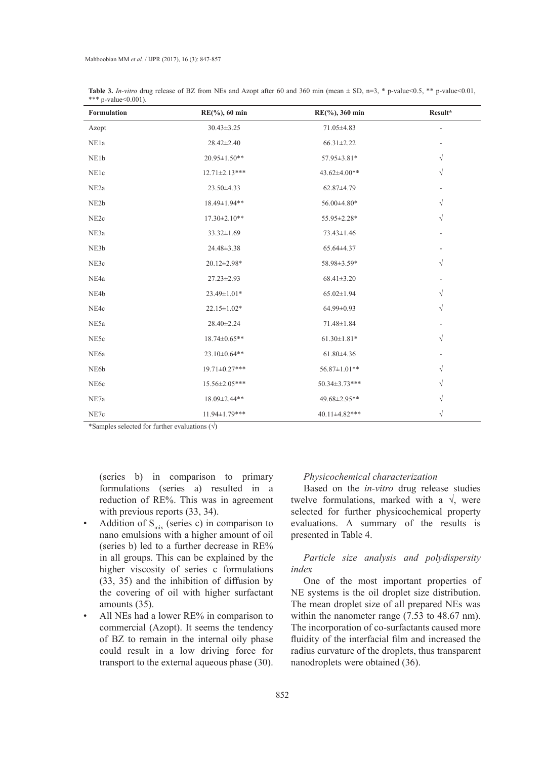**Table 3.** *In-vitro* drug release of BZ from NEs and Azopt after 60 and 360 min (mean ± SD, n=3, * p-value<0.5, ** p-value<0.01, *** p-value<0.001).

| Formulation | RE(%), 60 min | RE(%), 360 min | Result* |
|---|---|---|---|
| Azopt | 30.43±3.25 | 71.05±4.83 | - |
| NE1a | 28.42±2.40 | 66.31±2.22 | - |
| NE1b | 20.95±1.50** | 57.95±3.81* | √ |
| NE1c | 12.71±2.13*** | 43.62±4.00** | √ |
| NE2a | 23.50±4.33 | 62.87±4.79 | - |
| NE2b | 18.49±1.94** | 56.00±4.80* | √ |
| NE2c | 17.30±2.10** | 55.95±2.28* | √ |
| NE3a | 33.32±1.69 | 73.43±1.46 | - |
| NE3b | 24.48±3.38 | 65.64±4.37 | - |
| NE3c | 20.12±2.98* | 58.98±3.59* | √ |
| NE4a | 27.23±2.93 | 68.41±3.20 | - |
| NE4b | 23.49±1.01* | 65.02±1.94 | √ |
| NE4c | 22.15±1.02* | 64.99±0.93 | √ |
| NE5a | 28.40±2.24 | 71.48±1.84 | - |
| NE5c | 18.74±0.65** | 61.30±1.81* | √ |
| NE6a | 23.10±0.64** | 61.80±4.36 | - |
| NE6b | 19.71±0.27*** | 56.87±1.01** | √ |
| NE6c | 15.56±2.05*** | 50.34±3.73*** | √ |
| NE7a | 18.09±2.44** | 49.68±2.95** | √ |
| NE7c | 11.94±1.79*** | 40.11±4.82*** | √ |

*Samples selected for further evaluations (√)

(series b) in comparison to primary formulations (series a) resulted in a reduction of RE%. This was in agreement with previous reports (33, 34).

- Addition of $S_{mix}$ (series c) in comparison to nano emulsions with a higher amount of oil (series b) led to a further decrease in RE% in all groups. This can be explained by the higher viscosity of series c formulations (33, 35) and the inhibition of diffusion by the covering of oil with higher surfactant amounts (35).
- All NEs had a lower RE% in comparison to commercial (Azopt). It seems the tendency of BZ to remain in the internal oily phase could result in a low driving force for transport to the external aqueous phase (30).

*Physicochemical characterization*

Based on the *in-vitro* drug release studies twelve formulations, marked with a √, were selected for further physicochemical property evaluations. A summary of the results is presented in Table 4.

*Particle size analysis and polydispersity index*

One of the most important properties of NE systems is the oil droplet size distribution. The mean droplet size of all prepared NEs was within the nanometer range (7.53 to 48.67 nm). The incorporation of co-surfactants caused more fluidity of the interfacial film and increased the radius curvature of the droplets, thus transparent nanodroplets were obtained (36).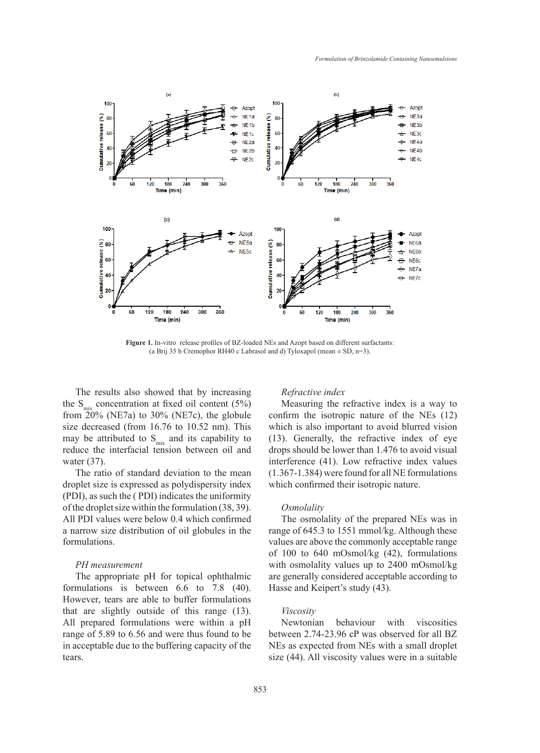**Figure 1.** In-vitro release profiles of BZ-loaded NEs and Azopt based on different surfactants: (a Brij 35 b Cremophor RH40 c Labrasol and d) Tyloxapol (mean ± SD, n=3).

The results also showed that by increasing the $S_{mix}$ concentration at fixed oil content (5%) from 20% (NE7a) to 30% (NE7c), the globule size decreased (from 16.76 to 10.52 nm). This may be attributed to $S_{mix}$ and its capability to reduce the interfacial tension between oil and water (37).

The ratio of standard deviation to the mean droplet size is expressed as polydispersity index (PDI), as such the ( PDI) indicates the uniformity of the droplet size within the formulation (38, 39). All PDI values were below 0.4 which confirmed a narrow size distribution of oil globules in the formulations.

*PH measurement*

The appropriate pH for topical ophthalmic formulations is between 6.6 to 7.8 (40). However, tears are able to buffer formulations that are slightly outside of this range (13). All prepared formulations were within a pH range of 5.89 to 6.56 and were thus found to be in acceptable due to the buffering capacity of the tears.

*Refractive index*

Measuring the refractive index is a way to confirm the isotropic nature of the NEs (12) which is also important to avoid blurred vision (13). Generally, the refractive index of eye drops should be lower than 1.476 to avoid visual interference (41). Low refractive index values (1.367-1.384) were found for all NE formulations which confirmed their isotropic nature.

*Osmolality*

The osmolality of the prepared NEs was in range of 645.3 to 1551 mmol/kg. Although these values are above the commonly acceptable range of 100 to 640 mOsmol/kg (42), formulations with osmolality values up to 2400 mOsmol/kg are generally considered acceptable according to Hasse and Keipert's study (43).

*Viscosity*

Newtonian behaviour with viscosities between 2.74-23.96 cP was observed for all BZ NEs as expected from NEs with a small droplet size (44). All viscosity values were in a suitable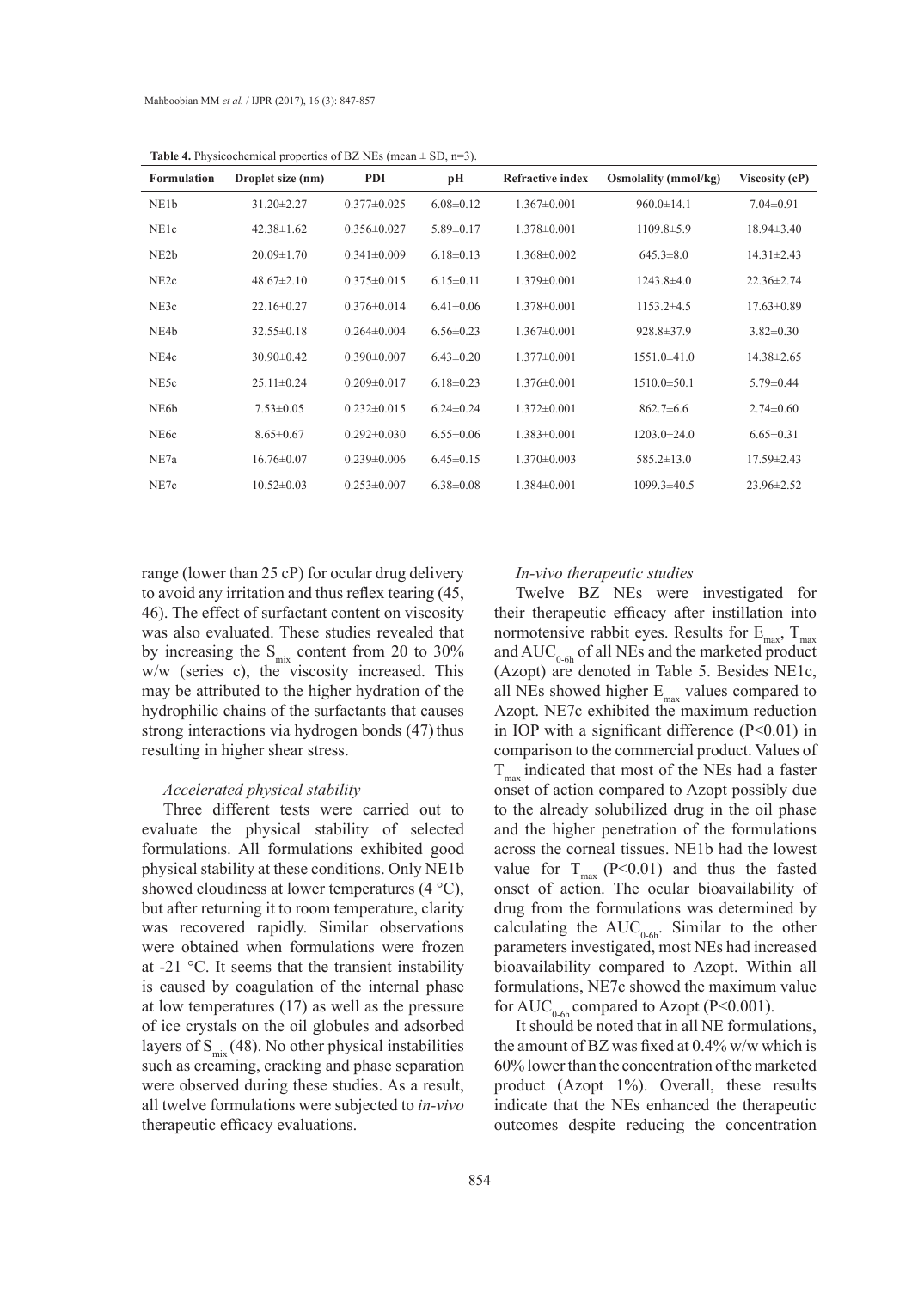**Table 4.** Physicochemical properties of BZ NEs (mean ± SD, n=3).

| Formulation | Droplet size (nm) | PDI | pH | Refractive index | Osmolality (mmol/kg) | Viscosity (cP) |
|---|---|---|---|---|---|---|
| NE1b | 31.20±2.27 | 0.377±0.025 | 6.08±0.12 | 1.367±0.001 | 960.0±14.1 | 7.04±0.91 |
| NE1c | 42.38±1.62 | 0.356±0.027 | 5.89±0.17 | 1.378±0.001 | 1109.8±5.9 | 18.94±3.40 |
| NE2b | 20.09±1.70 | 0.341±0.009 | 6.18±0.13 | 1.368±0.002 | 645.3±8.0 | 14.31±2.43 |
| NE2c | 48.67±2.10 | 0.375±0.015 | 6.15±0.11 | 1.379±0.001 | 1243.8±4.0 | 22.36±2.74 |
| NE3c | 22.16±0.27 | 0.376±0.014 | 6.41±0.06 | 1.378±0.001 | 1153.2±4.5 | 17.63±0.89 |
| NE4b | 32.55±0.18 | 0.264±0.004 | 6.56±0.23 | 1.367±0.001 | 928.8±37.9 | 3.82±0.30 |
| NE4c | 30.90±0.42 | 0.390±0.007 | 6.43±0.20 | 1.377±0.001 | 1551.0±41.0 | 14.38±2.65 |
| NE5c | 25.11±0.24 | 0.209±0.017 | 6.18±0.23 | 1.376±0.001 | 1510.0±50.1 | 5.79±0.44 |
| NE6b | 7.53±0.05 | 0.232±0.015 | 6.24±0.24 | 1.372±0.001 | 862.7±6.6 | 2.74±0.60 |
| NE6c | 8.65±0.67 | 0.292±0.030 | 6.55±0.06 | 1.383±0.001 | 1203.0±24.0 | 6.65±0.31 |
| NE7a | 16.76±0.07 | 0.239±0.006 | 6.45±0.15 | 1.370±0.003 | 585.2±13.0 | 17.59±2.43 |
| NE7c | 10.52±0.03 | 0.253±0.007 | 6.38±0.08 | 1.384±0.001 | 1099.3±40.5 | 23.96±2.52 |

range (lower than 25 cP) for ocular drug delivery to avoid any irritation and thus reflex tearing (45, 46). The effect of surfactant content on viscosity was also evaluated. These studies revealed that by increasing the $S_{mix}$ content from 20 to 30% w/w (series c), the viscosity increased. This may be attributed to the higher hydration of the hydrophilic chains of the surfactants that causes strong interactions via hydrogen bonds (47) thus resulting in higher shear stress.

### *Accelerated physical stability*

Three different tests were carried out to evaluate the physical stability of selected formulations. All formulations exhibited good physical stability at these conditions. Only NE1b showed cloudiness at lower temperatures (4 °C), but after returning it to room temperature, clarity was recovered rapidly. Similar observations were obtained when formulations were frozen at -21 °C. It seems that the transient instability is caused by coagulation of the internal phase at low temperatures (17) as well as the pressure of ice crystals on the oil globules and adsorbed layers of $S_{mix}$ (48). No other physical instabilities such as creaming, cracking and phase separation were observed during these studies. As a result, all twelve formulations were subjected to *in-vivo* therapeutic efficacy evaluations.

### *In-vivo therapeutic studies*

Twelve BZ NEs were investigated for their therapeutic efficacy after instillation into normotensive rabbit eyes. Results for $E_{max}$, $T_{max}$ and $AUC_{0-6h}$ of all NEs and the marketed product (Azopt) are denoted in Table 5. Besides NE1c, all NEs showed higher $E_{max}$ values compared to Azopt. NE7c exhibited the maximum reduction in IOP with a significant difference ($P<0.01$) in comparison to the commercial product. Values of $T_{max}$ indicated that most of the NEs had a faster onset of action compared to Azopt possibly due to the already solubilized drug in the oil phase and the higher penetration of the formulations across the corneal tissues. NE1b had the lowest value for $T_{max}$ ($P<0.01$) and thus the fasted onset of action. The ocular bioavailability of drug from the formulations was determined by calculating the $AUC_{0-6h}$. Similar to the other parameters investigated, most NEs had increased bioavailability compared to Azopt. Within all formulations, NE7c showed the maximum value for $AUC_{0-6h}$ compared to Azopt ($P<0.001$).

It should be noted that in all NE formulations, the amount of BZ was fixed at 0.4% w/w which is 60% lower than the concentration of the marketed product (Azopt 1%). Overall, these results indicate that the NEs enhanced the therapeutic outcomes despite reducing the concentration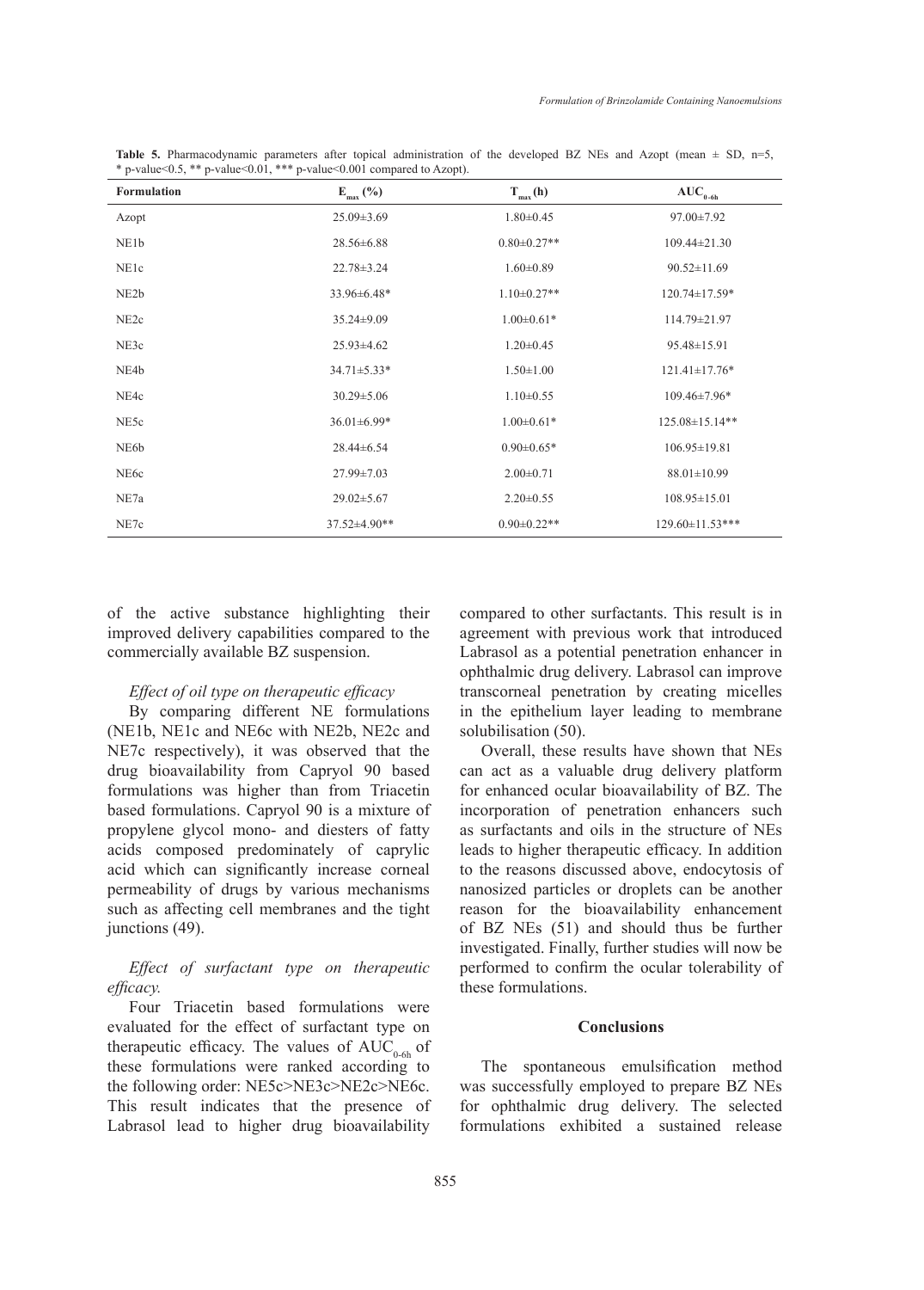**Table 5.** Pharmacodynamic parameters after topical administration of the developed BZ NEs and Azopt (mean ± SD, n=5, * p-value<0.5, ** p-value<0.01, *** p-value<0.001 compared to Azopt).

| Formulation | $E_{max}$ (%) | $T_{max}$ (h) | $AUC_{0-6h}$ |
|---|---|---|---|
| Azopt | 25.09±3.69 | 1.80±0.45 | 97.00±7.92 |
| NE1b | 28.56±6.88 | 0.80±0.27** | 109.44±21.30 |
| NE1c | 22.78±3.24 | 1.60±0.89 | 90.52±11.69 |
| NE2b | 33.96±6.48* | 1.10±0.27** | 120.74±17.59* |
| NE2c | 35.24±9.09 | 1.00±0.61* | 114.79±21.97 |
| NE3c | 25.93±4.62 | 1.20±0.45 | 95.48±15.91 |
| NE4b | 34.71±5.33* | 1.50±1.00 | 121.41±17.76* |
| NE4c | 30.29±5.06 | 1.10±0.55 | 109.46±7.96* |
| NE5c | 36.01±6.99* | 1.00±0.61* | 125.08±15.14** |
| NE6b | 28.44±6.54 | 0.90±0.65* | 106.95±19.81 |
| NE6c | 27.99±7.03 | 2.00±0.71 | 88.01±10.99 |
| NE7a | 29.02±5.67 | 2.20±0.55 | 108.95±15.01 |
| NE7c | 37.52±4.90** | 0.90±0.22** | 129.60±11.53*** |

of the active substance highlighting their improved delivery capabilities compared to the commercially available BZ suspension.

*Effect of oil type on therapeutic efficacy*

By comparing different NE formulations (NE1b, NE1c and NE6c with NE2b, NE2c and NE7c respectively), it was observed that the drug bioavailability from Capryol 90 based formulations was higher than from Triacetin based formulations. Capryol 90 is a mixture of propylene glycol mono- and diesters of fatty acids composed predominately of caprylic acid which can significantly increase corneal permeability of drugs by various mechanisms such as affecting cell membranes and the tight junctions (49).

*Effect of surfactant type on therapeutic efficacy.*

Four Triacetin based formulations were evaluated for the effect of surfactant type on therapeutic efficacy. The values of $AUC_{0-6h}$ of these formulations were ranked according to the following order: NE5c>NE3c>NE2c>NE6c. This result indicates that the presence of Labrasol lead to higher drug bioavailability compared to other surfactants. This result is in agreement with previous work that introduced Labrasol as a potential penetration enhancer in ophthalmic drug delivery. Labrasol can improve transcorneal penetration by creating micelles in the epithelium layer leading to membrane solubilisation (50).

Overall, these results have shown that NEs can act as a valuable drug delivery platform for enhanced ocular bioavailability of BZ. The incorporation of penetration enhancers such as surfactants and oils in the structure of NEs leads to higher therapeutic efficacy. In addition to the reasons discussed above, endocytosis of nanosized particles or droplets can be another reason for the bioavailability enhancement of BZ NEs (51) and should thus be further investigated. Finally, further studies will now be performed to confirm the ocular tolerability of these formulations.

## Conclusions

The spontaneous emulsification method was successfully employed to prepare BZ NEs for ophthalmic drug delivery. The selected formulations exhibited a sustained release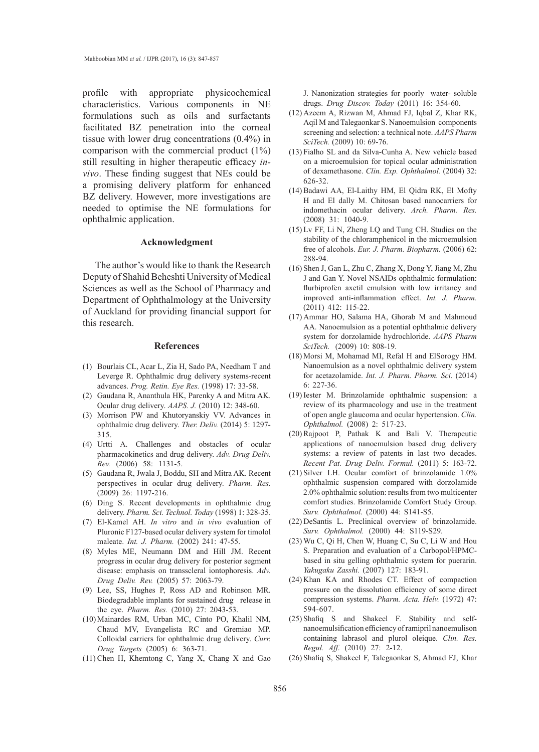profile with appropriate physicochemical characteristics. Various components in NE formulations such as oils and surfactants facilitated BZ penetration into the corneal tissue with lower drug concentrations (0.4%) in comparison with the commercial product (1%) still resulting in higher therapeutic efficacy *in-vivo*. These finding suggest that NEs could be a promising delivery platform for enhanced BZ delivery. However, more investigations are needed to optimise the NE formulations for ophthalmic application.

## Acknowledgment

The author's would like to thank the Research Deputy of Shahid Beheshti University of Medical Sciences as well as the School of Pharmacy and Department of Ophthalmology at the University of Auckland for providing financial support for this research.

## References

(1) Bourlais CL, Acar L, Zia H, Sado PA, Needham T and Leverge R. Ophthalmic drug delivery systems-recent advances. *Prog. Retin. Eye Res.* (1998) 17: 33-58.

(2) Gaudana R, Ananthula HK, Parenky A and Mitra AK. Ocular drug delivery. *AAPS. J.* (2010) 12: 348-60.

(3) Morrison PW and Khutoryanskiy VV. Advances in ophthalmic drug delivery. *Ther. Deliv.* (2014) 5: 1297-315.

(4) Urtti A. Challenges and obstacles of ocular pharmacokinetics and drug delivery. *Adv. Drug Deliv. Rev.* (2006) 58: 1131-5.

(5) Gaudana R, Jwala J, Boddu, SH and Mitra AK. Recent perspectives in ocular drug delivery. *Pharm. Res.* (2009) 26: 1197-216.

(6) Ding S. Recent developments in ophthalmic drug delivery. *Pharm. Sci. Technol. Today* (1998) 1: 328-35.

(7) El-Kamel AH. *In vitro* and *in vivo* evaluation of Pluronic F127-based ocular delivery system for timolol maleate. *Int. J. Pharm.* (2002) 241: 47-55.

(8) Myles ME, Neumann DM and Hill JM. Recent progress in ocular drug delivery for posterior segment disease: emphasis on transscleral iontophoresis. *Adv. Drug Deliv. Rev.* (2005) 57: 2063-79.

(9) Lee, SS, Hughes P, Ross AD and Robinson MR. Biodegradable implants for sustained drug release in the eye. *Pharm. Res.* (2010) 27: 2043-53.

(10) Mainardes RM, Urban MC, Cinto PO, Khalil NM, Chaud MV, Evangelista RC and Gremiao MP. Colloidal carriers for ophthalmic drug delivery. *Curr. Drug Targets* (2005) 6: 363-71.

(11) Chen H, Khemtong C, Yang X, Chang X and Gao J. Nanonization strategies for poorly water- soluble drugs. *Drug Discov. Today* (2011) 16: 354-60.

(12) Azeem A, Rizwan M, Ahmad FJ, Iqbal Z, Khar RK, Aqil M and Talegaonkar S. Nanoemulsion components screening and selection: a technical note. *AAPS Pharm SciTech.* (2009) 10: 69-76.

(13) Fialho SL and da Silva-Cunha A. New vehicle based on a microemulsion for topical ocular administration of dexamethasone. *Clin. Exp. Ophthalmol.* (2004) 32: 626-32.

(14) Badawi AA, El-Laithy HM, El Qidra RK, El Mofty H and El dally M. Chitosan based nanocarriers for indomethacin ocular delivery. *Arch. Pharm. Res.* (2008) 31: 1040-9.

(15) Lv FF, Li N, Zheng LQ and Tung CH. Studies on the stability of the chloramphenicol in the microemulsion free of alcohols. *Eur. J. Pharm. Biopharm.* (2006) 62: 288-94.

(16) Shen J, Gan L, Zhu C, Zhang X, Dong Y, Jiang M, Zhu J and Gan Y. Novel NSAIDs ophthalmic formulation: flurbiprofen axetil emulsion with low irritancy and improved anti-inflammation effect. *Int. J. Pharm.* (2011) 412: 115-22.

(17) Ammar HO, Salama HA, Ghorab M and Mahmoud AA. Nanoemulsion as a potential ophthalmic delivery system for dorzolamide hydrochloride. *AAPS Pharm SciTech.* (2009) 10: 808-19.

(18) Morsi M, Mohamad MI, Refal H and ElSorogy HM. Nanoemulsion as a novel ophthalmic delivery system for acetazolamide. *Int. J. Pharm. Pharm. Sci.* (2014) 6: 227-36.

(19) Iester M. Brinzolamide ophthalmic suspension: a review of its pharmacology and use in the treatment of open angle glaucoma and ocular hypertension. *Clin. Ophthalmol.* (2008) 2: 517-23.

(20) Rajpoot P, Pathak K and Bali V. Therapeutic applications of nanoemulsion based drug delivery systems: a review of patents in last two decades. *Recent Pat. Drug Deliv. Formul.* (2011) 5: 163-72.

(21) Silver LH. Ocular comfort of brinzolamide 1.0% ophthalmic suspension compared with dorzolamide 2.0% ophthalmic solution: results from two multicenter comfort studies. Brinzolamide Comfort Study Group. *Surv. Ophthalmol*. (2000) 44: S141-S5.

(22) DeSantis L. Preclinical overview of brinzolamide. *Surv. Ophthalmol.* (2000) 44: S119-S29.

(23) Wu C, Qi H, Chen W, Huang C, Su C, Li W and Hou S. Preparation and evaluation of a Carbopol/HPMC-based in situ gelling ophthalmic system for puerarin. *Yakugaku Zasshi.* (2007) 127: 183-91.

(24) Khan KA and Rhodes CT. Effect of compaction pressure on the dissolution efficiency of some direct compression systems. *Pharm. Acta. Helv.* (1972) 47: 594-607.

(25) Shafiq S and Shakeel F. Stability and self-nanoemulsification efficiency of ramipril nanoemulison containing labrasol and plurol oleique. *Clin. Res. Regul. Aff*. (2010) 27: 2-12.

(26) Shafiq S, Shakeel F, Talegaonkar S, Ahmad FJ, Khar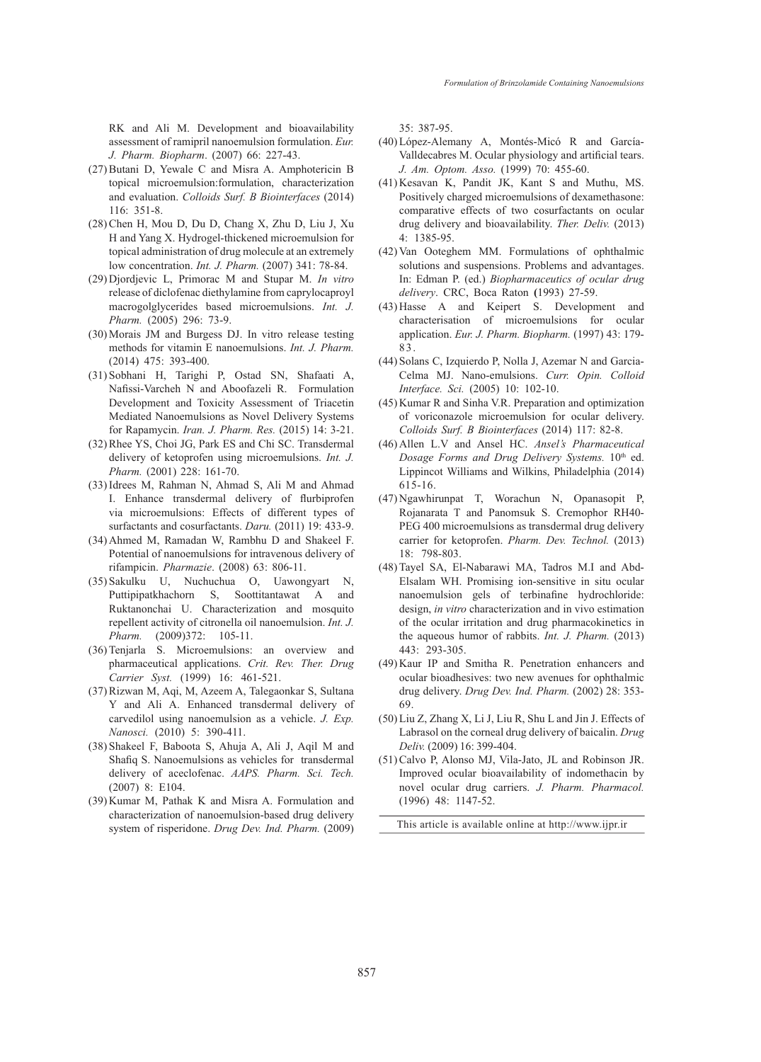RK and Ali M. Development and bioavailability assessment of ramipril nanoemulsion formulation. *Eur. J. Pharm. Biopharm*. (2007) 66: 227-43.

(27) Butani D, Yewale C and Misra A. Amphotericin B topical microemulsion:formulation, characterization and evaluation. *Colloids Surf. B Biointerfaces* (2014) 116: 351-8.

(28) Chen H, Mou D, Du D, Chang X, Zhu D, Liu J, Xu H and Yang X. Hydrogel-thickened microemulsion for topical administration of drug molecule at an extremely low concentration. *Int. J. Pharm.* (2007) 341: 78-84.

(29) Djordjevic L, Primorac M and Stupar M. *In vitro* release of diclofenac diethylamine from caprylocaproyl macrogolglycerides based microemulsions. *Int. J. Pharm.* (2005) 296: 73-9.

(30) Morais JM and Burgess DJ. In vitro release testing methods for vitamin E nanoemulsions. *Int. J. Pharm.* (2014) 475: 393-400.

(31) Sobhani H, Tarighi P, Ostad SN, Shafaati A, Nafissi-Varcheh N and Aboofazeli R. Formulation Development and Toxicity Assessment of Triacetin Mediated Nanoemulsions as Novel Delivery Systems for Rapamycin. *Iran. J. Pharm. Res.* (2015) 14: 3-21.

(32) Rhee YS, Choi JG, Park ES and Chi SC. Transdermal delivery of ketoprofen using microemulsions. *Int. J. Pharm.* (2001) 228: 161-70.

(33) Idrees M, Rahman N, Ahmad S, Ali M and Ahmad I. Enhance transdermal delivery of flurbiprofen via microemulsions: Effects of different types of surfactants and cosurfactants. *Daru.* (2011) 19: 433-9.

(34) Ahmed M, Ramadan W, Rambhu D and Shakeel F. Potential of nanoemulsions for intravenous delivery of rifampicin. *Pharmazie*. (2008) 63: 806-11.

(35) Sakulku U, Nuchuchua O, Uawongyart N, Puttipipatkhachorn S, Soottitantawat A and Ruktanonchai U. Characterization and mosquito repellent activity of citronella oil nanoemulsion. *Int. J. Pharm.* (2009)372: 105-11.

(36) Tenjarla S. Microemulsions: an overview and pharmaceutical applications. *Crit. Rev. Ther. Drug Carrier Syst.* (1999) 16: 461-521.

(37) Rizwan M, Aqi, M, Azeem A, Talegaonkar S, Sultana Y and Ali A. Enhanced transdermal delivery of carvedilol using nanoemulsion as a vehicle. *J. Exp. Nanosci.* (2010) 5: 390-411.

(38) Shakeel F, Baboota S, Ahuja A, Ali J, Aqil M and Shafiq S. Nanoemulsions as vehicles for transdermal delivery of aceclofenac. *AAPS. Pharm. Sci. Tech.* (2007) 8: E104.

(39) Kumar M, Pathak K and Misra A. Formulation and characterization of nanoemulsion-based drug delivery system of risperidone. *Drug Dev. Ind. Pharm.* (2009) 35: 387-95.

(40) López-Alemany A, Montés-Micó R and García-Valldecabres M. Ocular physiology and artificial tears. *J. Am. Optom. Asso.* (1999) 70: 455-60.

(41) Kesavan K, Pandit JK, Kant S and Muthu, MS. Positively charged microemulsions of dexamethasone: comparative effects of two cosurfactants on ocular drug delivery and bioavailability. *Ther. Deliv.* (2013) 4: 1385-95.

(42) Van Ooteghem MM. Formulations of ophthalmic solutions and suspensions. Problems and advantages. In: Edman P. (ed.) *Biopharmaceutics of ocular drug delivery*. CRC, Boca Raton **(**1993) 27-59.

(43) Hasse A and Keipert S. Development and characterisation of microemulsions for ocular application. *Eur. J. Pharm. Biopharm.* (1997) 43: 179-83.

(44) Solans C, Izquierdo P, Nolla J, Azemar N and Garcia-Celma MJ. Nano-emulsions. *Curr. Opin. Colloid Interface. Sci.* (2005) 10: 102-10.

(45) Kumar R and Sinha V.R. Preparation and optimization of voriconazole microemulsion for ocular delivery. *Colloids Surf. B Biointerfaces* (2014) 117: 82-8.

(46) Allen L.V and Ansel HC. *Ansel's Pharmaceutical Dosage Forms and Drug Delivery Systems.* 10th ed. Lippincot Williams and Wilkins, Philadelphia (2014) 615-16.

(47) Ngawhirunpat T, Worachun N, Opanasopit P, Rojanarata T and Panomsuk S. Cremophor RH40-PEG 400 microemulsions as transdermal drug delivery carrier for ketoprofen. *Pharm. Dev. Technol.* (2013) 18: 798-803.

(48) Tayel SA, El-Nabarawi MA, Tadros M.I and Abd-Elsalam WH. Promising ion-sensitive in situ ocular nanoemulsion gels of terbinafine hydrochloride: design, *in vitro* characterization and in vivo estimation of the ocular irritation and drug pharmacokinetics in the aqueous humor of rabbits. *Int. J. Pharm.* (2013) 443: 293-305.

(49) Kaur IP and Smitha R. Penetration enhancers and ocular bioadhesives: two new avenues for ophthalmic drug delivery. *Drug Dev. Ind. Pharm.* (2002) 28: 353-69.

(50) Liu Z, Zhang X, Li J, Liu R, Shu L and Jin J. Effects of Labrasol on the corneal drug delivery of baicalin. *Drug Deliv.* (2009) 16: 399-404.

(51) Calvo P, Alonso MJ, Vila-Jato, JL and Robinson JR. Improved ocular bioavailability of indomethacin by novel ocular drug carriers. *J. Pharm. Pharmacol.* (1996) 48: 1147-52.

This article is available online at http://www.ijpr.ir